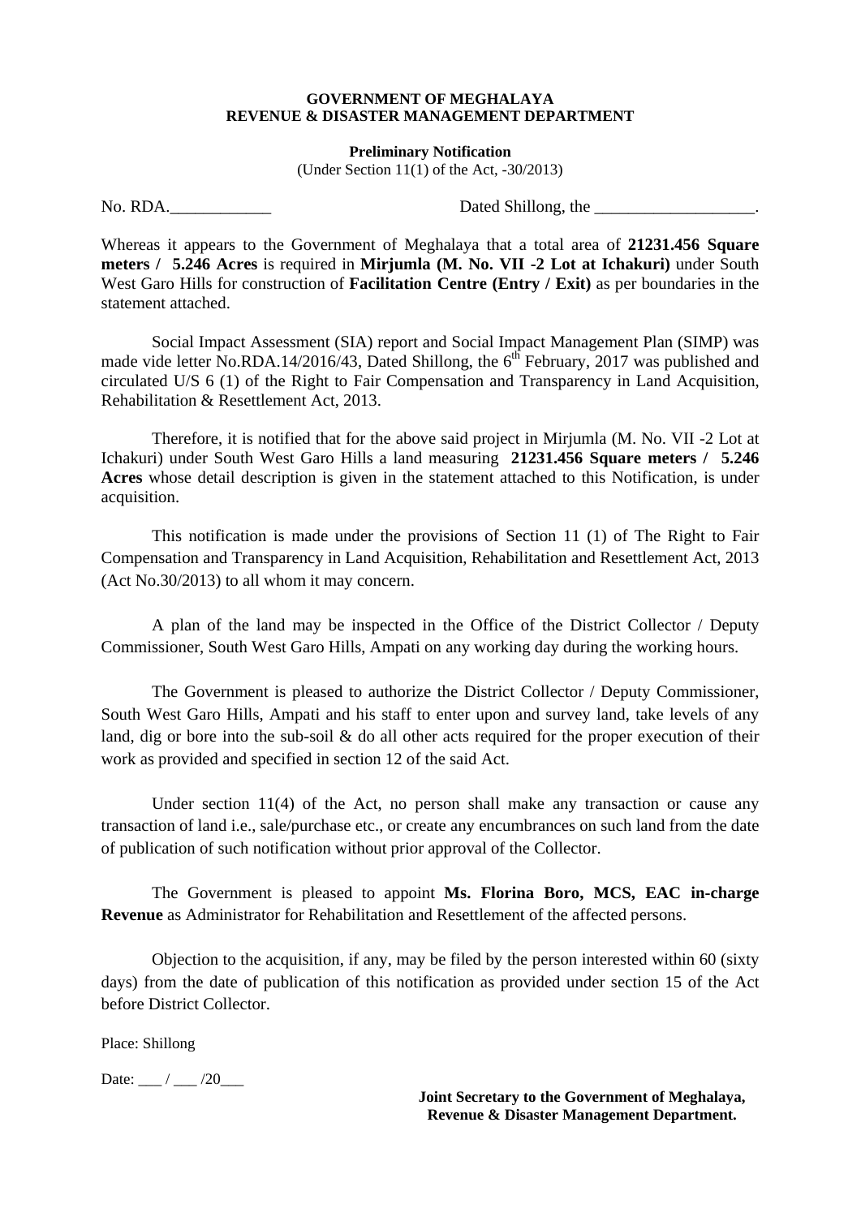**GOVERNMENT OF MEGHALAYA**
**REVENUE & DISASTER MANAGEMENT DEPARTMENT**

**Preliminary Notification**
(Under Section 11(1) of the Act, -30/2013)

No. RDA.____________ Dated Shillong, the ___________________.

Whereas it appears to the Government of Meghalaya that a total area of **21231.456 Square meters / 5.246 Acres** is required in **Mirjumla (M. No. VII -2 Lot at Ichakuri)** under South West Garo Hills for construction of **Facilitation Centre (Entry / Exit)** as per boundaries in the statement attached.

Social Impact Assessment (SIA) report and Social Impact Management Plan (SIMP) was made vide letter No.RDA.14/2016/43, Dated Shillong, the 6th February, 2017 was published and circulated U/S 6 (1) of the Right to Fair Compensation and Transparency in Land Acquisition, Rehabilitation & Resettlement Act, 2013.

Therefore, it is notified that for the above said project in Mirjumla (M. No. VII -2 Lot at Ichakuri) under South West Garo Hills a land measuring **21231.456 Square meters / 5.246 Acres** whose detail description is given in the statement attached to this Notification, is under acquisition.

This notification is made under the provisions of Section 11 (1) of The Right to Fair Compensation and Transparency in Land Acquisition, Rehabilitation and Resettlement Act, 2013 (Act No.30/2013) to all whom it may concern.

A plan of the land may be inspected in the Office of the District Collector / Deputy Commissioner, South West Garo Hills, Ampati on any working day during the working hours.

The Government is pleased to authorize the District Collector / Deputy Commissioner, South West Garo Hills, Ampati and his staff to enter upon and survey land, take levels of any land, dig or bore into the sub-soil & do all other acts required for the proper execution of their work as provided and specified in section 12 of the said Act.

Under section 11(4) of the Act, no person shall make any transaction or cause any transaction of land i.e., sale/purchase etc., or create any encumbrances on such land from the date of publication of such notification without prior approval of the Collector.

The Government is pleased to appoint **Ms. Florina Boro, MCS, EAC in-charge Revenue** as Administrator for Rehabilitation and Resettlement of the affected persons.

Objection to the acquisition, if any, may be filed by the person interested within 60 (sixty days) from the date of publication of this notification as provided under section 15 of the Act before District Collector.

Place: Shillong

Date: ___ / ___ /20___

**Joint Secretary to the Government of Meghalaya,**
**Revenue & Disaster Management Department.**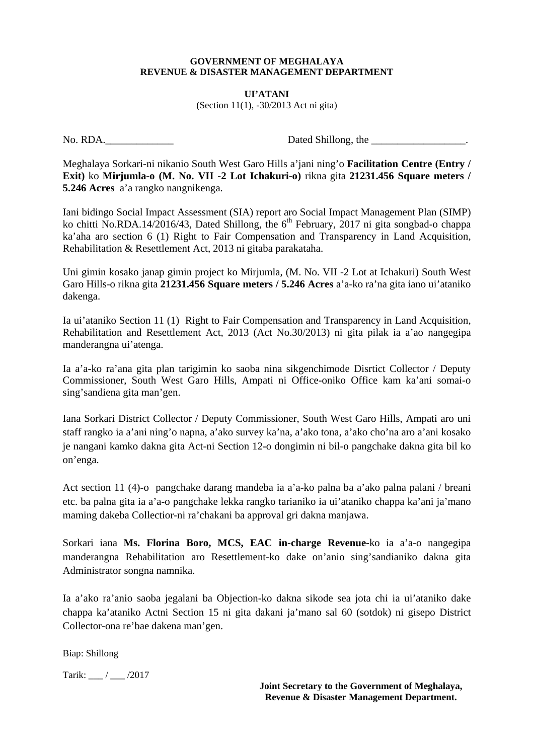**GOVERNMENT OF MEGHALAYA**
**REVENUE & DISASTER MANAGEMENT DEPARTMENT**

**UI'ATANI**
(Section 11(1), -30/2013 Act ni gita)

No. RDA.\_\_\_\_\_\_\_\_\_\_\_\_\_ Dated Shillong, the \_\_\_\_\_\_\_\_\_\_\_\_\_\_\_\_\_\_.

Meghalaya Sorkari-ni nikanio South West Garo Hills a'jani ning'o **Facilitation Centre (Entry / Exit)** ko **Mirjumla-o (M. No. VII -2 Lot Ichakuri-o)** rikna gita **21231.456 Square meters / 5.246 Acres** a'a rangko nangnikenga.

Iani bidingo Social Impact Assessment (SIA) report aro Social Impact Management Plan (SIMP) ko chitti No.RDA.14/2016/43, Dated Shillong, the 6th February, 2017 ni gita songbad-o chappa ka'aha aro section 6 (1) Right to Fair Compensation and Transparency in Land Acquisition, Rehabilitation & Resettlement Act, 2013 ni gitaba parakataha.

Uni gimin kosako janap gimin project ko Mirjumla, (M. No. VII -2 Lot at Ichakuri) South West Garo Hills-o rikna gita **21231.456 Square meters / 5.246 Acres** a'a-ko ra'na gita iano ui'ataniko dakenga.

Ia ui'ataniko Section 11 (1) Right to Fair Compensation and Transparency in Land Acquisition, Rehabilitation and Resettlement Act, 2013 (Act No.30/2013) ni gita pilak ia a'ao nangegipa manderangna ui'atenga.

Ia a'a-ko ra'ana gita plan tarigimin ko saoba nina sikgenchimode Disrtict Collector / Deputy Commissioner, South West Garo Hills, Ampati ni Office-oniko Office kam ka'ani somai-o sing'sandiena gita man'gen.

Iana Sorkari District Collector / Deputy Commissioner, South West Garo Hills, Ampati aro uni staff rangko ia a'ani ning'o napna, a'ako survey ka'na, a'ako tona, a'ako cho'na aro a'ani kosako je nangani kamko dakna gita Act-ni Section 12-o dongimin ni bil-o pangchake dakna gita bil ko on'enga.

Act section 11 (4)-o pangchake darang mandeba ia a'a-ko palna ba a'ako palna palani / breani etc. ba palna gita ia a'a-o pangchake lekka rangko tarianiko ia ui'ataniko chappa ka'ani ja'mano maming dakeba Collectior-ni ra'chakani ba approval gri dakna manjawa.

Sorkari iana **Ms. Florina Boro, MCS, EAC in-charge Revenue**-ko ia a'a-o nangegipa manderangna Rehabilitation aro Resettlement-ko dake on'anio sing'sandianiko dakna gita Administrator songna namnika.

Ia a'ako ra'anio saoba jegalani ba Objection-ko dakna sikode sea jota chi ia ui'ataniko dake chappa ka'ataniko Actni Section 15 ni gita dakani ja'mano sal 60 (sotdok) ni gisepo District Collector-ona re'bae dakena man'gen.

Biap: Shillong

Tarik: \_\_\_ / \_\_\_ /2017

**Joint Secretary to the Government of Meghalaya,**
**Revenue & Disaster Management Department.**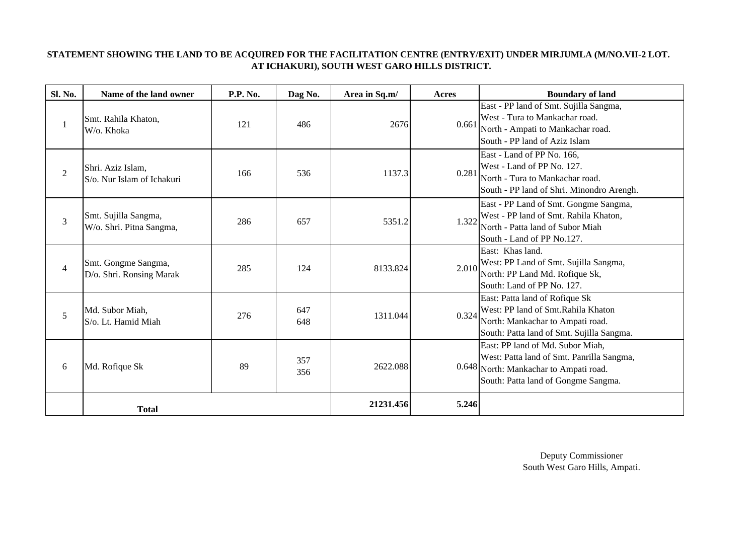**STATEMENT SHOWING THE LAND TO BE ACQUIRED FOR THE FACILITATION CENTRE (ENTRY/EXIT) UNDER MIRJUMLA (M/NO.VII-2 LOT. AT ICHAKURI), SOUTH WEST GARO HILLS DISTRICT.**

| Sl. No. | Name of the land owner | P.P. No. | Dag No. | Area in Sq.m/ | Acres | Boundary of land |
|---|---|---|---|---|---|---|
| 1 | Smt. Rahila Khaton, W/o. Khoka | 121 | 486 | 2676 | 0.661 | East - PP land of Smt. Sujilla Sangma, West - Tura to Mankachar road. North - Ampati to Mankachar road. South - PP land of Aziz Islam |
| 2 | Shri. Aziz Islam, S/o. Nur Islam of Ichakuri | 166 | 536 | 1137.3 | 0.281 | East - Land of PP No. 166, West - Land of PP No. 127. North - Tura to Mankachar road. South - PP land of Shri. Minondro Arengh. |
| 3 | Smt. Sujilla Sangma, W/o. Shri. Pitna Sangma, | 286 | 657 | 5351.2 | 1.322 | East - PP Land of Smt. Gongme Sangma, West - PP land of Smt. Rahila Khaton, North - Patta land of Subor Miah South - Land of PP No.127. |
| 4 | Smt. Gongme Sangma, D/o. Shri. Ronsing Marak | 285 | 124 | 8133.824 | 2.010 | East: Khas land. West: PP Land of Smt. Sujilla Sangma, North: PP Land Md. Rofique Sk, South: Land of PP No. 127. |
| 5 | Md. Subor Miah, S/o. Lt. Hamid Miah | 276 | 647 648 | 1311.044 | 0.324 | East: Patta land of Rofique Sk West: PP land of Smt.Rahila Khaton North: Mankachar to Ampati road. South: Patta land of Smt. Sujilla Sangma. |
| 6 | Md. Rofique Sk | 89 | 357 356 | 2622.088 | 0.648 | East: PP land of Md. Subor Miah, West: Patta land of Smt. Panrilla Sangma, North: Mankachar to Ampati road. South: Patta land of Gongme Sangma. |
| | **Total** | | | **21231.456** | **5.246** | |

Deputy Commissioner
South West Garo Hills, Ampati.